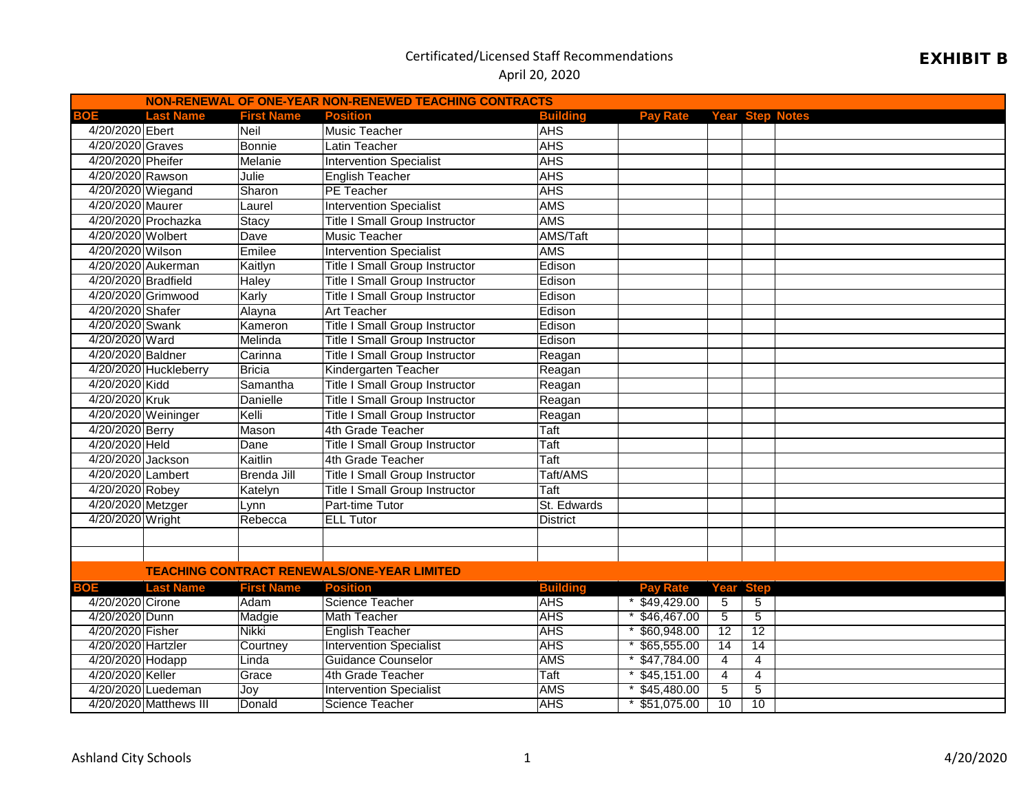Certificated/Licensed Staff Recommendations

April 20, 2020

**EXHIBIT B**

| BOE | Last Name | First Name | Position | Building | Pay Rate | Year | Step | Notes |
|---|---|---|---|---|---|---|---|---|
| **NON-RENEWAL OF ONE-YEAR NON-RENEWED TEACHING CONTRACTS** | | | | | | | | |
| 4/20/2020 | Ebert | Neil | Music Teacher | AHS | | | | |
| 4/20/2020 | Graves | Bonnie | Latin Teacher | AHS | | | | |
| 4/20/2020 | Pheifer | Melanie | Intervention Specialist | AHS | | | | |
| 4/20/2020 | Rawson | Julie | English Teacher | AHS | | | | |
| 4/20/2020 | Wiegand | Sharon | PE Teacher | AHS | | | | |
| 4/20/2020 | Maurer | Laurel | Intervention Specialist | AMS | | | | |
| 4/20/2020 | Prochazka | Stacy | Title I Small Group Instructor | AMS | | | | |
| 4/20/2020 | Wolbert | Dave | Music Teacher | AMS/Taft | | | | |
| 4/20/2020 | Wilson | Emilee | Intervention Specialist | AMS | | | | |
| 4/20/2020 | Aukerman | Kaitlyn | Title I Small Group Instructor | Edison | | | | |
| 4/20/2020 | Bradfield | Haley | Title I Small Group Instructor | Edison | | | | |
| 4/20/2020 | Grimwood | Karly | Title I Small Group Instructor | Edison | | | | |
| 4/20/2020 | Shafer | Alayna | Art Teacher | Edison | | | | |
| 4/20/2020 | Swank | Kameron | Title I Small Group Instructor | Edison | | | | |
| 4/20/2020 | Ward | Melinda | Title I Small Group Instructor | Edison | | | | |
| 4/20/2020 | Baldner | Carinna | Title I Small Group Instructor | Reagan | | | | |
| 4/20/2020 | Huckleberry | Bricia | Kindergarten Teacher | Reagan | | | | |
| 4/20/2020 | Kidd | Samantha | Title I Small Group Instructor | Reagan | | | | |
| 4/20/2020 | Kruk | Danielle | Title I Small Group Instructor | Reagan | | | | |
| 4/20/2020 | Weininger | Kelli | Title I Small Group Instructor | Reagan | | | | |
| 4/20/2020 | Berry | Mason | 4th Grade Teacher | Taft | | | | |
| 4/20/2020 | Held | Dane | Title I Small Group Instructor | Taft | | | | |
| 4/20/2020 | Jackson | Kaitlin | 4th Grade Teacher | Taft | | | | |
| 4/20/2020 | Lambert | Brenda Jill | Title I Small Group Instructor | Taft/AMS | | | | |
| 4/20/2020 | Robey | Katelyn | Title I Small Group Instructor | Taft | | | | |
| 4/20/2020 | Metzger | Lynn | Part-time Tutor | St. Edwards | | | | |
| 4/20/2020 | Wright | Rebecca | ELL Tutor | District | | | | |
| | | | | | | | | |
| | | | | | | | | |
| **TEACHING CONTRACT RENEWALS/ONE-YEAR LIMITED** | | | | | | | | |
| **BOE** | **Last Name** | **First Name** | **Position** | **Building** | **Pay Rate** | **Year** | **Step** | |
| 4/20/2020 | Cirone | Adam | Science Teacher | AHS | * $49,429.00 | 5 | 5 | |
| 4/20/2020 | Dunn | Madgie | Math Teacher | AHS | * $46,467.00 | 5 | 5 | |
| 4/20/2020 | Fisher | Nikki | English Teacher | AHS | * $60,948.00 | 12 | 12 | |
| 4/20/2020 | Hartzler | Courtney | Intervention Specialist | AHS | * $65,555.00 | 14 | 14 | |
| 4/20/2020 | Hodapp | Linda | Guidance Counselor | AMS | * $47,784.00 | 4 | 4 | |
| 4/20/2020 | Keller | Grace | 4th Grade Teacher | Taft | * $45,151.00 | 4 | 4 | |
| 4/20/2020 | Luedeman | Joy | Intervention Specialist | AMS | * $45,480.00 | 5 | 5 | |
| 4/20/2020 | Matthews III | Donald | Science Teacher | AHS | * $51,075.00 | 10 | 10 | |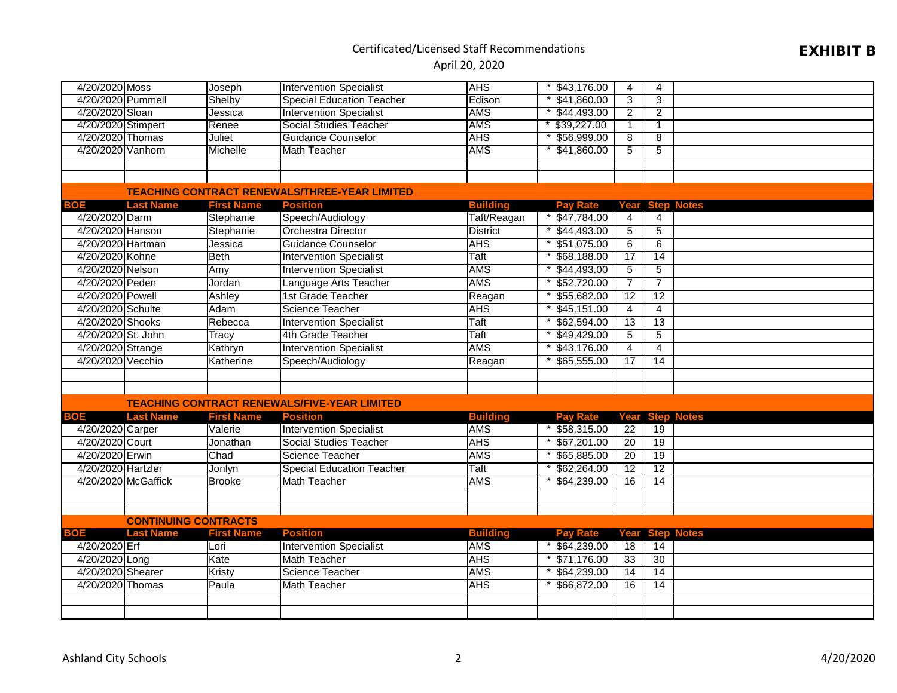Certificated/Licensed Staff Recommendations
April 20, 2020

**EXHIBIT B**

| BOE | Last Name | First Name | Position | Building | Pay Rate | Year | Step | Notes |
|---|---|---|---|---|---|---|---|---|
| 4/20/2020 | Moss | Joseph | Intervention Specialist | AHS | * $43,176.00 | 4 | 4 | |
| 4/20/2020 | Pummell | Shelby | Special Education Teacher | Edison | * $41,860.00 | 3 | 3 | |
| 4/20/2020 | Sloan | Jessica | Intervention Specialist | AMS | * $44,493.00 | 2 | 2 | |
| 4/20/2020 | Stimpert | Renee | Social Studies Teacher | AMS | * $39,227.00 | 1 | 1 | |
| 4/20/2020 | Thomas | Juliet | Guidance Counselor | AHS | * $56,999.00 | 8 | 8 | |
| 4/20/2020 | Vanhorn | Michelle | Math Teacher | AMS | * $41,860.00 | 5 | 5 | |

**TEACHING CONTRACT RENEWALS/THREE-YEAR LIMITED**

| BOE | Last Name | First Name | Position | Building | Pay Rate | Year | Step | Notes |
|---|---|---|---|---|---|---|---|---|
| 4/20/2020 | Darm | Stephanie | Speech/Audiology | Taft/Reagan | * $47,784.00 | 4 | 4 | |
| 4/20/2020 | Hanson | Stephanie | Orchestra Director | District | * $44,493.00 | 5 | 5 | |
| 4/20/2020 | Hartman | Jessica | Guidance Counselor | AHS | * $51,075.00 | 6 | 6 | |
| 4/20/2020 | Kohne | Beth | Intervention Specialist | Taft | * $68,188.00 | 17 | 14 | |
| 4/20/2020 | Nelson | Amy | Intervention Specialist | AMS | * $44,493.00 | 5 | 5 | |
| 4/20/2020 | Peden | Jordan | Language Arts Teacher | AMS | * $52,720.00 | 7 | 7 | |
| 4/20/2020 | Powell | Ashley | 1st Grade Teacher | Reagan | * $55,682.00 | 12 | 12 | |
| 4/20/2020 | Schulte | Adam | Science Teacher | AHS | * $45,151.00 | 4 | 4 | |
| 4/20/2020 | Shooks | Rebecca | Intervention Specialist | Taft | * $62,594.00 | 13 | 13 | |
| 4/20/2020 | St. John | Tracy | 4th Grade Teacher | Taft | * $49,429.00 | 5 | 5 | |
| 4/20/2020 | Strange | Kathryn | Intervention Specialist | AMS | * $43,176.00 | 4 | 4 | |
| 4/20/2020 | Vecchio | Katherine | Speech/Audiology | Reagan | * $65,555.00 | 17 | 14 | |

**TEACHING CONTRACT RENEWALS/FIVE-YEAR LIMITED**

| BOE | Last Name | First Name | Position | Building | Pay Rate | Year | Step | Notes |
|---|---|---|---|---|---|---|---|---|
| 4/20/2020 | Carper | Valerie | Intervention Specialist | AMS | * $58,315.00 | 22 | 19 | |
| 4/20/2020 | Court | Jonathan | Social Studies Teacher | AHS | * $67,201.00 | 20 | 19 | |
| 4/20/2020 | Erwin | Chad | Science Teacher | AMS | * $65,885.00 | 20 | 19 | |
| 4/20/2020 | Hartzler | Jonlyn | Special Education Teacher | Taft | * $62,264.00 | 12 | 12 | |
| 4/20/2020 | McGaffick | Brooke | Math Teacher | AMS | * $64,239.00 | 16 | 14 | |

**CONTINUING CONTRACTS**

| BOE | Last Name | First Name | Position | Building | Pay Rate | Year | Step | Notes |
|---|---|---|---|---|---|---|---|---|
| 4/20/2020 | Erf | Lori | Intervention Specialist | AMS | * $64,239.00 | 18 | 14 | |
| 4/20/2020 | Long | Kate | Math Teacher | AHS | * $71,176.00 | 33 | 30 | |
| 4/20/2020 | Shearer | Kristy | Science Teacher | AMS | * $64,239.00 | 14 | 14 | |
| 4/20/2020 | Thomas | Paula | Math Teacher | AHS | * $66,872.00 | 16 | 14 | |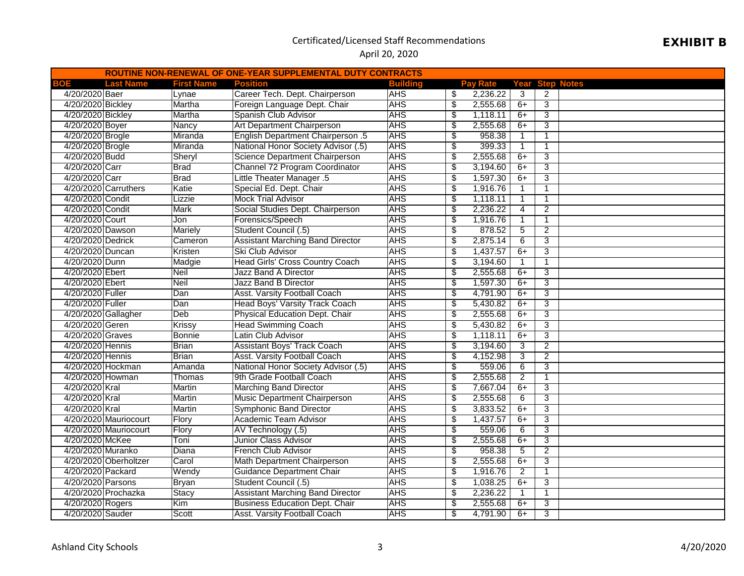Certificated/Licensed Staff Recommendations

April 20, 2020

**EXHIBIT B**

| ROUTINE NON-RENEWAL OF ONE-YEAR SUPPLEMENTAL DUTY CONTRACTS | | | | | | | | |
|---|---|---|---|---|---|---|---|---|
| **BOE** | **Last Name** | **First Name** | **Position** | **Building** | **Pay Rate** | **Year** | **Step** | **Notes** |
| 4/20/2020 | Baer | Lynae | Career Tech. Dept. Chairperson | AHS | $ 2,236.22 | 3 | 2 | |
| 4/20/2020 | Bickley | Martha | Foreign Language Dept. Chair | AHS | $ 2,555.68 | 6+ | 3 | |
| 4/20/2020 | Bickley | Martha | Spanish Club Advisor | AHS | $ 1,118.11 | 6+ | 3 | |
| 4/20/2020 | Boyer | Nancy | Art Department Chairperson | AHS | $ 2,555.68 | 6+ | 3 | |
| 4/20/2020 | Brogle | Miranda | English Department Chairperson .5 | AHS | $ 958.38 | 1 | 1 | |
| 4/20/2020 | Brogle | Miranda | National Honor Society Advisor (.5) | AHS | $ 399.33 | 1 | 1 | |
| 4/20/2020 | Budd | Sheryl | Science Department Chairperson | AHS | $ 2,555.68 | 6+ | 3 | |
| 4/20/2020 | Carr | Brad | Channel 72 Program Coordinator | AHS | $ 3,194.60 | 6+ | 3 | |
| 4/20/2020 | Carr | Brad | Little Theater Manager .5 | AHS | $ 1,597.30 | 6+ | 3 | |
| 4/20/2020 | Carruthers | Katie | Special Ed. Dept. Chair | AHS | $ 1,916.76 | 1 | 1 | |
| 4/20/2020 | Condit | Lizzie | Mock Trial Advisor | AHS | $ 1,118.11 | 1 | 1 | |
| 4/20/2020 | Condit | Mark | Social Studies Dept. Chairperson | AHS | $ 2,236.22 | 4 | 2 | |
| 4/20/2020 | Court | Jon | Forensics/Speech | AHS | $ 1,916.76 | 1 | 1 | |
| 4/20/2020 | Dawson | Mariely | Student Council (.5) | AHS | $ 878.52 | 5 | 2 | |
| 4/20/2020 | Dedrick | Cameron | Assistant Marching Band Director | AHS | $ 2,875.14 | 6 | 3 | |
| 4/20/2020 | Duncan | Kristen | Ski Club Advisor | AHS | $ 1,437.57 | 6+ | 3 | |
| 4/20/2020 | Dunn | Madgie | Head Girls' Cross Country Coach | AHS | $ 3,194.60 | 1 | 1 | |
| 4/20/2020 | Ebert | Neil | Jazz Band A Director | AHS | $ 2,555.68 | 6+ | 3 | |
| 4/20/2020 | Ebert | Neil | Jazz Band B Director | AHS | $ 1,597.30 | 6+ | 3 | |
| 4/20/2020 | Fuller | Dan | Asst. Varsity Football Coach | AHS | $ 4,791.90 | 6+ | 3 | |
| 4/20/2020 | Fuller | Dan | Head Boys' Varsity Track Coach | AHS | $ 5,430.82 | 6+ | 3 | |
| 4/20/2020 | Gallagher | Deb | Physical Education Dept. Chair | AHS | $ 2,555.68 | 6+ | 3 | |
| 4/20/2020 | Geren | Krissy | Head Swimming Coach | AHS | $ 5,430.82 | 6+ | 3 | |
| 4/20/2020 | Graves | Bonnie | Latin Club Advisor | AHS | $ 1,118.11 | 6+ | 3 | |
| 4/20/2020 | Hennis | Brian | Assistant Boys' Track Coach | AHS | $ 3,194.60 | 3 | 2 | |
| 4/20/2020 | Hennis | Brian | Asst. Varsity Football Coach | AHS | $ 4,152.98 | 3 | 2 | |
| 4/20/2020 | Hockman | Amanda | National Honor Society Advisor (.5) | AHS | $ 559.06 | 6 | 3 | |
| 4/20/2020 | Howman | Thomas | 9th Grade Football Coach | AHS | $ 2,555.68 | 2 | 1 | |
| 4/20/2020 | Kral | Martin | Marching Band Director | AHS | $ 7,667.04 | 6+ | 3 | |
| 4/20/2020 | Kral | Martin | Music Department Chairperson | AHS | $ 2,555.68 | 6 | 3 | |
| 4/20/2020 | Kral | Martin | Symphonic Band Director | AHS | $ 3,833.52 | 6+ | 3 | |
| 4/20/2020 | Mauriocourt | Flory | Academic Team Advisor | AHS | $ 1,437.57 | 6+ | 3 | |
| 4/20/2020 | Mauriocourt | Flory | AV Technology (.5) | AHS | $ 559.06 | 6 | 3 | |
| 4/20/2020 | McKee | Toni | Junior Class Advisor | AHS | $ 2,555.68 | 6+ | 3 | |
| 4/20/2020 | Muranko | Diana | French Club Advisor | AHS | $ 958.38 | 5 | 2 | |
| 4/20/2020 | Oberholtzer | Carol | Math Department Chairperson | AHS | $ 2,555.68 | 6+ | 3 | |
| 4/20/2020 | Packard | Wendy | Guidance Department Chair | AHS | $ 1,916.76 | 2 | 1 | |
| 4/20/2020 | Parsons | Bryan | Student Council (.5) | AHS | $ 1,038.25 | 6+ | 3 | |
| 4/20/2020 | Prochazka | Stacy | Assistant Marching Band Director | AHS | $ 2,236.22 | 1 | 1 | |
| 4/20/2020 | Rogers | Kim | Business Education Dept. Chair | AHS | $ 2,555.68 | 6+ | 3 | |
| 4/20/2020 | Sauder | Scott | Asst. Varsity Football Coach | AHS | $ 4,791.90 | 6+ | 3 | |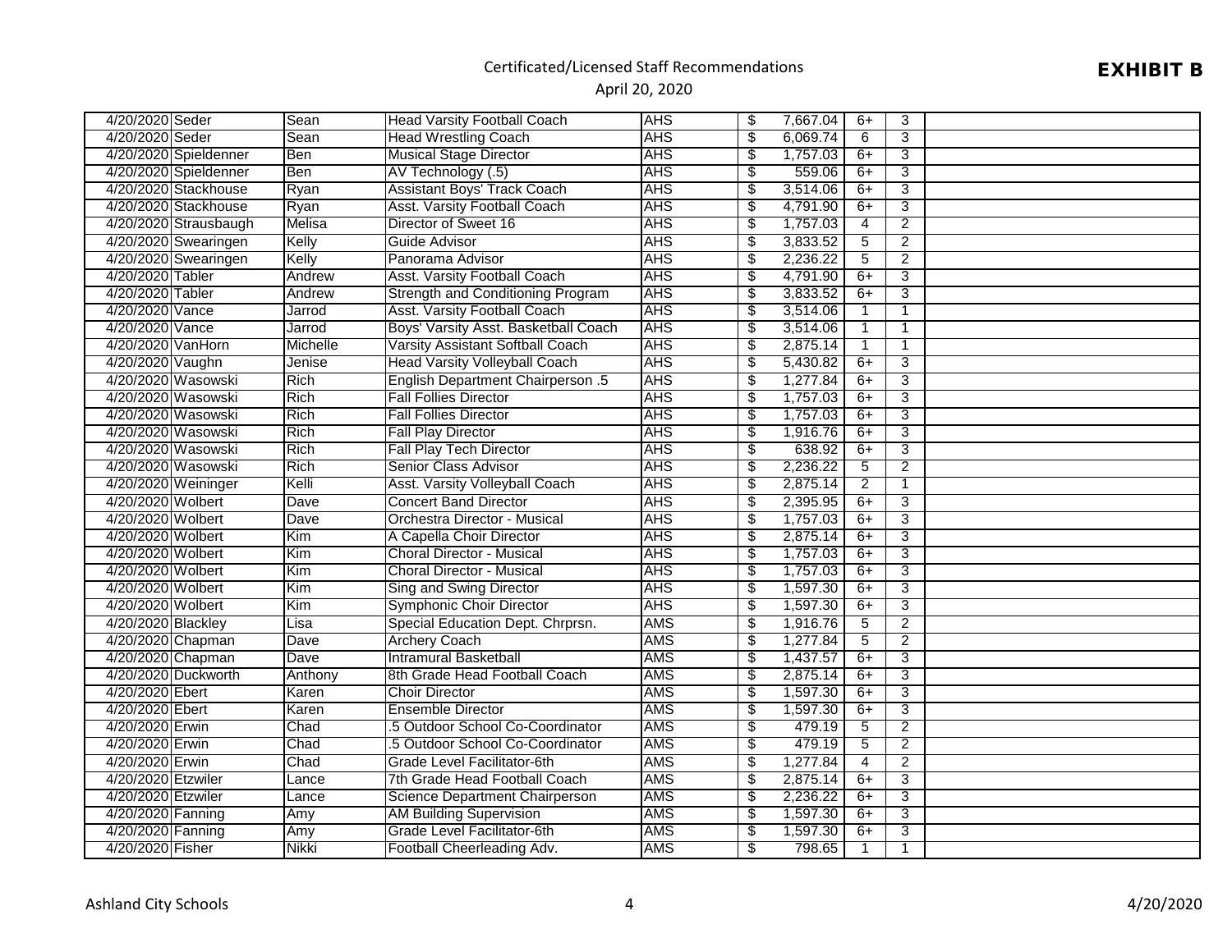Certificated/Licensed Staff Recommendations

April 20, 2020

**EXHIBIT B**

| | | | | | | | | |
|---|---|---|---|---|---|---|---|---|
| 4/20/2020 | Seder | Sean | Head Varsity Football Coach | AHS | $ 7,667.04 | 6+ | 3 | |
| 4/20/2020 | Seder | Sean | Head Wrestling Coach | AHS | $ 6,069.74 | 6 | 3 | |
| 4/20/2020 | Spieldenner | Ben | Musical Stage Director | AHS | $ 1,757.03 | 6+ | 3 | |
| 4/20/2020 | Spieldenner | Ben | AV Technology (.5) | AHS | $ 559.06 | 6+ | 3 | |
| 4/20/2020 | Stackhouse | Ryan | Assistant Boys' Track Coach | AHS | $ 3,514.06 | 6+ | 3 | |
| 4/20/2020 | Stackhouse | Ryan | Asst. Varsity Football Coach | AHS | $ 4,791.90 | 6+ | 3 | |
| 4/20/2020 | Strausbaugh | Melisa | Director of Sweet 16 | AHS | $ 1,757.03 | 4 | 2 | |
| 4/20/2020 | Swearingen | Kelly | Guide Advisor | AHS | $ 3,833.52 | 5 | 2 | |
| 4/20/2020 | Swearingen | Kelly | Panorama Advisor | AHS | $ 2,236.22 | 5 | 2 | |
| 4/20/2020 | Tabler | Andrew | Asst. Varsity Football Coach | AHS | $ 4,791.90 | 6+ | 3 | |
| 4/20/2020 | Tabler | Andrew | Strength and Conditioning Program | AHS | $ 3,833.52 | 6+ | 3 | |
| 4/20/2020 | Vance | Jarrod | Asst. Varsity Football Coach | AHS | $ 3,514.06 | 1 | 1 | |
| 4/20/2020 | Vance | Jarrod | Boys' Varsity Asst. Basketball Coach | AHS | $ 3,514.06 | 1 | 1 | |
| 4/20/2020 | VanHorn | Michelle | Varsity Assistant Softball Coach | AHS | $ 2,875.14 | 1 | 1 | |
| 4/20/2020 | Vaughn | Jenise | Head Varsity Volleyball Coach | AHS | $ 5,430.82 | 6+ | 3 | |
| 4/20/2020 | Wasowski | Rich | English Department Chairperson .5 | AHS | $ 1,277.84 | 6+ | 3 | |
| 4/20/2020 | Wasowski | Rich | Fall Follies Director | AHS | $ 1,757.03 | 6+ | 3 | |
| 4/20/2020 | Wasowski | Rich | Fall Follies Director | AHS | $ 1,757.03 | 6+ | 3 | |
| 4/20/2020 | Wasowski | Rich | Fall Play Director | AHS | $ 1,916.76 | 6+ | 3 | |
| 4/20/2020 | Wasowski | Rich | Fall Play Tech Director | AHS | $ 638.92 | 6+ | 3 | |
| 4/20/2020 | Wasowski | Rich | Senior Class Advisor | AHS | $ 2,236.22 | 5 | 2 | |
| 4/20/2020 | Weininger | Kelli | Asst. Varsity Volleyball Coach | AHS | $ 2,875.14 | 2 | 1 | |
| 4/20/2020 | Wolbert | Dave | Concert Band Director | AHS | $ 2,395.95 | 6+ | 3 | |
| 4/20/2020 | Wolbert | Dave | Orchestra Director - Musical | AHS | $ 1,757.03 | 6+ | 3 | |
| 4/20/2020 | Wolbert | Kim | A Capella Choir Director | AHS | $ 2,875.14 | 6+ | 3 | |
| 4/20/2020 | Wolbert | Kim | Choral Director - Musical | AHS | $ 1,757.03 | 6+ | 3 | |
| 4/20/2020 | Wolbert | Kim | Choral Director - Musical | AHS | $ 1,757.03 | 6+ | 3 | |
| 4/20/2020 | Wolbert | Kim | Sing and Swing Director | AHS | $ 1,597.30 | 6+ | 3 | |
| 4/20/2020 | Wolbert | Kim | Symphonic Choir Director | AHS | $ 1,597.30 | 6+ | 3 | |
| 4/20/2020 | Blackley | Lisa | Special Education Dept. Chrprsn. | AMS | $ 1,916.76 | 5 | 2 | |
| 4/20/2020 | Chapman | Dave | Archery Coach | AMS | $ 1,277.84 | 5 | 2 | |
| 4/20/2020 | Chapman | Dave | Intramural Basketball | AMS | $ 1,437.57 | 6+ | 3 | |
| 4/20/2020 | Duckworth | Anthony | 8th Grade Head Football Coach | AMS | $ 2,875.14 | 6+ | 3 | |
| 4/20/2020 | Ebert | Karen | Choir Director | AMS | $ 1,597.30 | 6+ | 3 | |
| 4/20/2020 | Ebert | Karen | Ensemble Director | AMS | $ 1,597.30 | 6+ | 3 | |
| 4/20/2020 | Erwin | Chad | .5 Outdoor School Co-Coordinator | AMS | $ 479.19 | 5 | 2 | |
| 4/20/2020 | Erwin | Chad | .5 Outdoor School Co-Coordinator | AMS | $ 479.19 | 5 | 2 | |
| 4/20/2020 | Erwin | Chad | Grade Level Facilitator-6th | AMS | $ 1,277.84 | 4 | 2 | |
| 4/20/2020 | Etzwiler | Lance | 7th Grade Head Football Coach | AMS | $ 2,875.14 | 6+ | 3 | |
| 4/20/2020 | Etzwiler | Lance | Science Department Chairperson | AMS | $ 2,236.22 | 6+ | 3 | |
| 4/20/2020 | Fanning | Amy | AM Building Supervision | AMS | $ 1,597.30 | 6+ | 3 | |
| 4/20/2020 | Fanning | Amy | Grade Level Facilitator-6th | AMS | $ 1,597.30 | 6+ | 3 | |
| 4/20/2020 | Fisher | Nikki | Football Cheerleading Adv. | AMS | $ 798.65 | 1 | 1 | |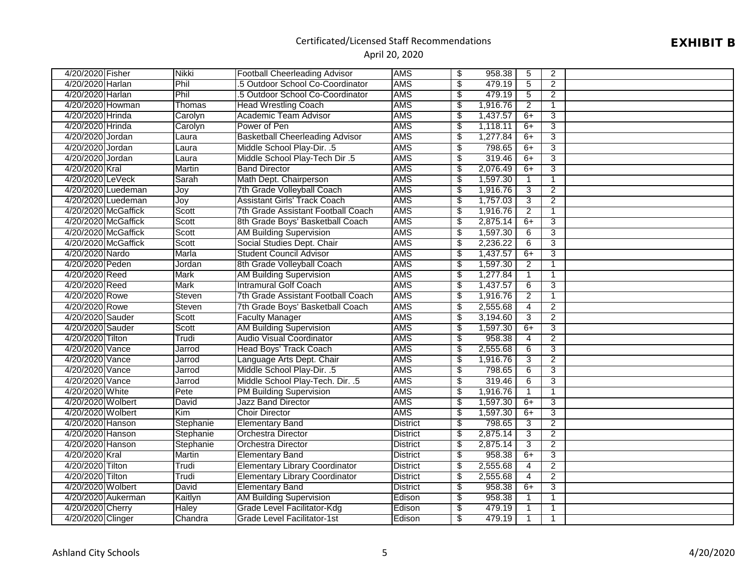# Certificated/Licensed Staff Recommendations

April 20, 2020

**EXHIBIT B**

| Date | Last Name | First Name | Position | Location | Amount | | | |
|---|---|---|---|---|---|---|---|---|
| 4/20/2020 | Fisher | Nikki | Football Cheerleading Advisor | AMS | $ 958.38 | 5 | 2 | |
| 4/20/2020 | Harlan | Phil | .5 Outdoor School Co-Coordinator | AMS | $ 479.19 | 5 | 2 | |
| 4/20/2020 | Harlan | Phil | .5 Outdoor School Co-Coordinator | AMS | $ 479.19 | 5 | 2 | |
| 4/20/2020 | Howman | Thomas | Head Wrestling Coach | AMS | $ 1,916.76 | 2 | 1 | |
| 4/20/2020 | Hrinda | Carolyn | Academic Team Advisor | AMS | $ 1,437.57 | 6+ | 3 | |
| 4/20/2020 | Hrinda | Carolyn | Power of Pen | AMS | $ 1,118.11 | 6+ | 3 | |
| 4/20/2020 | Jordan | Laura | Basketball Cheerleading Advisor | AMS | $ 1,277.84 | 6+ | 3 | |
| 4/20/2020 | Jordan | Laura | Middle School Play-Dir. .5 | AMS | $ 798.65 | 6+ | 3 | |
| 4/20/2020 | Jordan | Laura | Middle School Play-Tech Dir .5 | AMS | $ 319.46 | 6+ | 3 | |
| 4/20/2020 | Kral | Martin | Band Director | AMS | $ 2,076.49 | 6+ | 3 | |
| 4/20/2020 | LeVeck | Sarah | Math Dept. Chairperson | AMS | $ 1,597.30 | 1 | 1 | |
| 4/20/2020 | Luedeman | Joy | 7th Grade Volleyball Coach | AMS | $ 1,916.76 | 3 | 2 | |
| 4/20/2020 | Luedeman | Joy | Assistant Girls' Track Coach | AMS | $ 1,757.03 | 3 | 2 | |
| 4/20/2020 | McGaffick | Scott | 7th Grade Assistant Football Coach | AMS | $ 1,916.76 | 2 | 1 | |
| 4/20/2020 | McGaffick | Scott | 8th Grade Boys' Basketball Coach | AMS | $ 2,875.14 | 6+ | 3 | |
| 4/20/2020 | McGaffick | Scott | AM Building Supervision | AMS | $ 1,597.30 | 6 | 3 | |
| 4/20/2020 | McGaffick | Scott | Social Studies Dept. Chair | AMS | $ 2,236.22 | 6 | 3 | |
| 4/20/2020 | Nardo | Marla | Student Council Advisor | AMS | $ 1,437.57 | 6+ | 3 | |
| 4/20/2020 | Peden | Jordan | 8th Grade Volleyball Coach | AMS | $ 1,597.30 | 2 | 1 | |
| 4/20/2020 | Reed | Mark | AM Building Supervision | AMS | $ 1,277.84 | 1 | 1 | |
| 4/20/2020 | Reed | Mark | Intramural Golf Coach | AMS | $ 1,437.57 | 6 | 3 | |
| 4/20/2020 | Rowe | Steven | 7th Grade Assistant Football Coach | AMS | $ 1,916.76 | 2 | 1 | |
| 4/20/2020 | Rowe | Steven | 7th Grade Boys' Basketball Coach | AMS | $ 2,555.68 | 4 | 2 | |
| 4/20/2020 | Sauder | Scott | Faculty Manager | AMS | $ 3,194.60 | 3 | 2 | |
| 4/20/2020 | Sauder | Scott | AM Building Supervision | AMS | $ 1,597.30 | 6+ | 3 | |
| 4/20/2020 | Tilton | Trudi | Audio Visual Coordinator | AMS | $ 958.38 | 4 | 2 | |
| 4/20/2020 | Vance | Jarrod | Head Boys' Track Coach | AMS | $ 2,555.68 | 6 | 3 | |
| 4/20/2020 | Vance | Jarrod | Language Arts Dept. Chair | AMS | $ 1,916.76 | 3 | 2 | |
| 4/20/2020 | Vance | Jarrod | Middle School Play-Dir. .5 | AMS | $ 798.65 | 6 | 3 | |
| 4/20/2020 | Vance | Jarrod | Middle School Play-Tech. Dir. .5 | AMS | $ 319.46 | 6 | 3 | |
| 4/20/2020 | White | Pete | PM Building Supervision | AMS | $ 1,916.76 | 1 | 1 | |
| 4/20/2020 | Wolbert | David | Jazz Band Director | AMS | $ 1,597.30 | 6+ | 3 | |
| 4/20/2020 | Wolbert | Kim | Choir Director | AMS | $ 1,597.30 | 6+ | 3 | |
| 4/20/2020 | Hanson | Stephanie | Elementary Band | District | $ 798.65 | 3 | 2 | |
| 4/20/2020 | Hanson | Stephanie | Orchestra Director | District | $ 2,875.14 | 3 | 2 | |
| 4/20/2020 | Hanson | Stephanie | Orchestra Director | District | $ 2,875.14 | 3 | 2 | |
| 4/20/2020 | Kral | Martin | Elementary Band | District | $ 958.38 | 6+ | 3 | |
| 4/20/2020 | Tilton | Trudi | Elementary Library Coordinator | District | $ 2,555.68 | 4 | 2 | |
| 4/20/2020 | Tilton | Trudi | Elementary Library Coordinator | District | $ 2,555.68 | 4 | 2 | |
| 4/20/2020 | Wolbert | David | Elementary Band | District | $ 958.38 | 6+ | 3 | |
| 4/20/2020 | Aukerman | Kaitlyn | AM Building Supervision | Edison | $ 958.38 | 1 | 1 | |
| 4/20/2020 | Cherry | Haley | Grade Level Facilitator-Kdg | Edison | $ 479.19 | 1 | 1 | |
| 4/20/2020 | Clinger | Chandra | Grade Level Facilitator-1st | Edison | $ 479.19 | 1 | 1 | |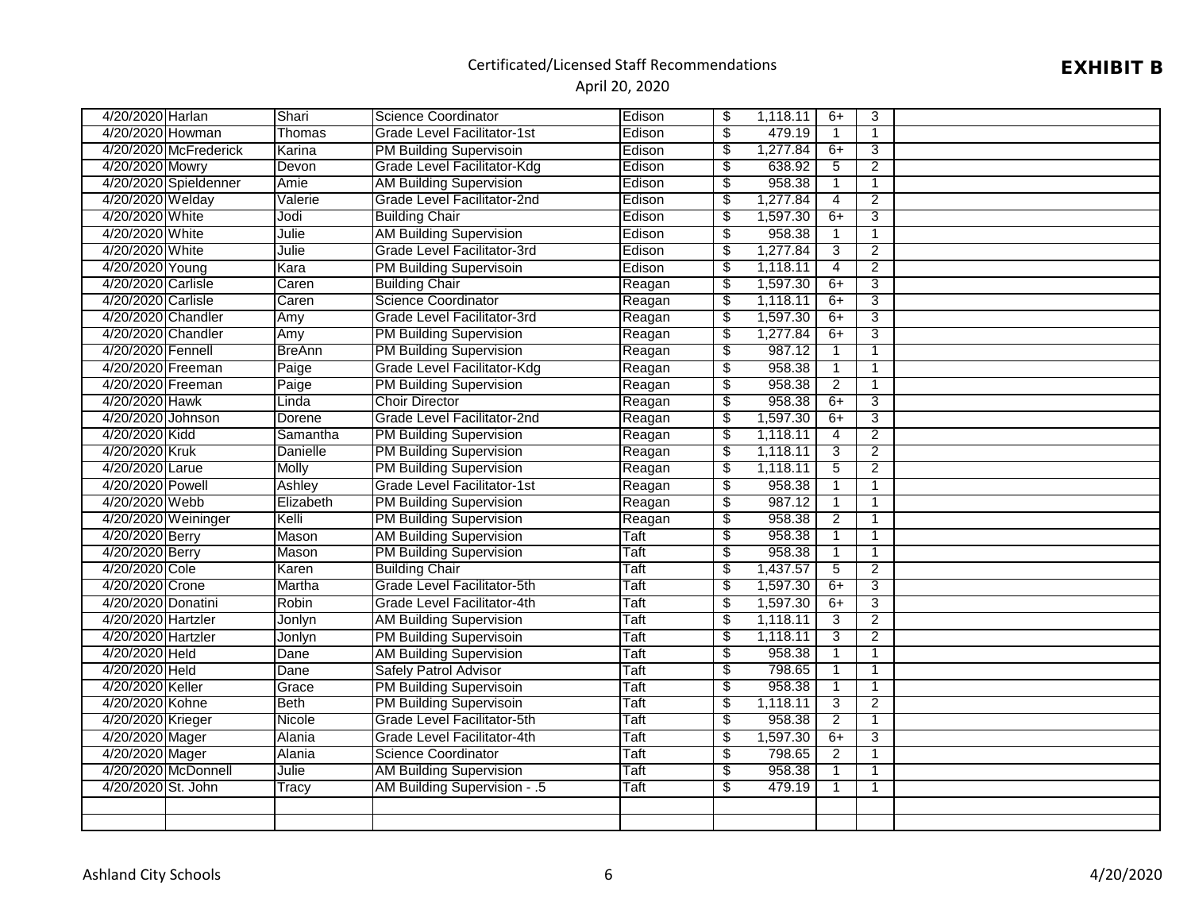Certificated/Licensed Staff Recommendations

April 20, 2020

**EXHIBIT B**

| | | | | | | | | |
|---|---|---|---|---|---|---|---|---|
| 4/20/2020 | Harlan | Shari | Science Coordinator | Edison | $ 1,118.11 | 6+ | 3 | |
| 4/20/2020 | Howman | Thomas | Grade Level Facilitator-1st | Edison | $ 479.19 | 1 | 1 | |
| 4/20/2020 | McFrederick | Karina | PM Building Supervisoin | Edison | $ 1,277.84 | 6+ | 3 | |
| 4/20/2020 | Mowry | Devon | Grade Level Facilitator-Kdg | Edison | $ 638.92 | 5 | 2 | |
| 4/20/2020 | Spieldenner | Amie | AM Building Supervision | Edison | $ 958.38 | 1 | 1 | |
| 4/20/2020 | Welday | Valerie | Grade Level Facilitator-2nd | Edison | $ 1,277.84 | 4 | 2 | |
| 4/20/2020 | White | Jodi | Building Chair | Edison | $ 1,597.30 | 6+ | 3 | |
| 4/20/2020 | White | Julie | AM Building Supervision | Edison | $ 958.38 | 1 | 1 | |
| 4/20/2020 | White | Julie | Grade Level Facilitator-3rd | Edison | $ 1,277.84 | 3 | 2 | |
| 4/20/2020 | Young | Kara | PM Building Supervisoin | Edison | $ 1,118.11 | 4 | 2 | |
| 4/20/2020 | Carlisle | Caren | Building Chair | Reagan | $ 1,597.30 | 6+ | 3 | |
| 4/20/2020 | Carlisle | Caren | Science Coordinator | Reagan | $ 1,118.11 | 6+ | 3 | |
| 4/20/2020 | Chandler | Amy | Grade Level Facilitator-3rd | Reagan | $ 1,597.30 | 6+ | 3 | |
| 4/20/2020 | Chandler | Amy | PM Building Supervision | Reagan | $ 1,277.84 | 6+ | 3 | |
| 4/20/2020 | Fennell | BreAnn | PM Building Supervision | Reagan | $ 987.12 | 1 | 1 | |
| 4/20/2020 | Freeman | Paige | Grade Level Facilitator-Kdg | Reagan | $ 958.38 | 1 | 1 | |
| 4/20/2020 | Freeman | Paige | PM Building Supervision | Reagan | $ 958.38 | 2 | 1 | |
| 4/20/2020 | Hawk | Linda | Choir Director | Reagan | $ 958.38 | 6+ | 3 | |
| 4/20/2020 | Johnson | Dorene | Grade Level Facilitator-2nd | Reagan | $ 1,597.30 | 6+ | 3 | |
| 4/20/2020 | Kidd | Samantha | PM Building Supervision | Reagan | $ 1,118.11 | 4 | 2 | |
| 4/20/2020 | Kruk | Danielle | PM Building Supervision | Reagan | $ 1,118.11 | 3 | 2 | |
| 4/20/2020 | Larue | Molly | PM Building Supervision | Reagan | $ 1,118.11 | 5 | 2 | |
| 4/20/2020 | Powell | Ashley | Grade Level Facilitator-1st | Reagan | $ 958.38 | 1 | 1 | |
| 4/20/2020 | Webb | Elizabeth | PM Building Supervision | Reagan | $ 987.12 | 1 | 1 | |
| 4/20/2020 | Weininger | Kelli | PM Building Supervision | Reagan | $ 958.38 | 2 | 1 | |
| 4/20/2020 | Berry | Mason | AM Building Supervision | Taft | $ 958.38 | 1 | 1 | |
| 4/20/2020 | Berry | Mason | PM Building Supervision | Taft | $ 958.38 | 1 | 1 | |
| 4/20/2020 | Cole | Karen | Building Chair | Taft | $ 1,437.57 | 5 | 2 | |
| 4/20/2020 | Crone | Martha | Grade Level Facilitator-5th | Taft | $ 1,597.30 | 6+ | 3 | |
| 4/20/2020 | Donatini | Robin | Grade Level Facilitator-4th | Taft | $ 1,597.30 | 6+ | 3 | |
| 4/20/2020 | Hartzler | Jonlyn | AM Building Supervision | Taft | $ 1,118.11 | 3 | 2 | |
| 4/20/2020 | Hartzler | Jonlyn | PM Building Supervisoin | Taft | $ 1,118.11 | 3 | 2 | |
| 4/20/2020 | Held | Dane | AM Building Supervision | Taft | $ 958.38 | 1 | 1 | |
| 4/20/2020 | Held | Dane | Safely Patrol Advisor | Taft | $ 798.65 | 1 | 1 | |
| 4/20/2020 | Keller | Grace | PM Building Supervisoin | Taft | $ 958.38 | 1 | 1 | |
| 4/20/2020 | Kohne | Beth | PM Building Supervisoin | Taft | $ 1,118.11 | 3 | 2 | |
| 4/20/2020 | Krieger | Nicole | Grade Level Facilitator-5th | Taft | $ 958.38 | 2 | 1 | |
| 4/20/2020 | Mager | Alania | Grade Level Facilitator-4th | Taft | $ 1,597.30 | 6+ | 3 | |
| 4/20/2020 | Mager | Alania | Science Coordinator | Taft | $ 798.65 | 2 | 1 | |
| 4/20/2020 | McDonnell | Julie | AM Building Supervision | Taft | $ 958.38 | 1 | 1 | |
| 4/20/2020 | St. John | Tracy | AM Building Supervision - .5 | Taft | $ 479.19 | 1 | 1 | |
| | | | | | | | | |
| | | | | | | | | |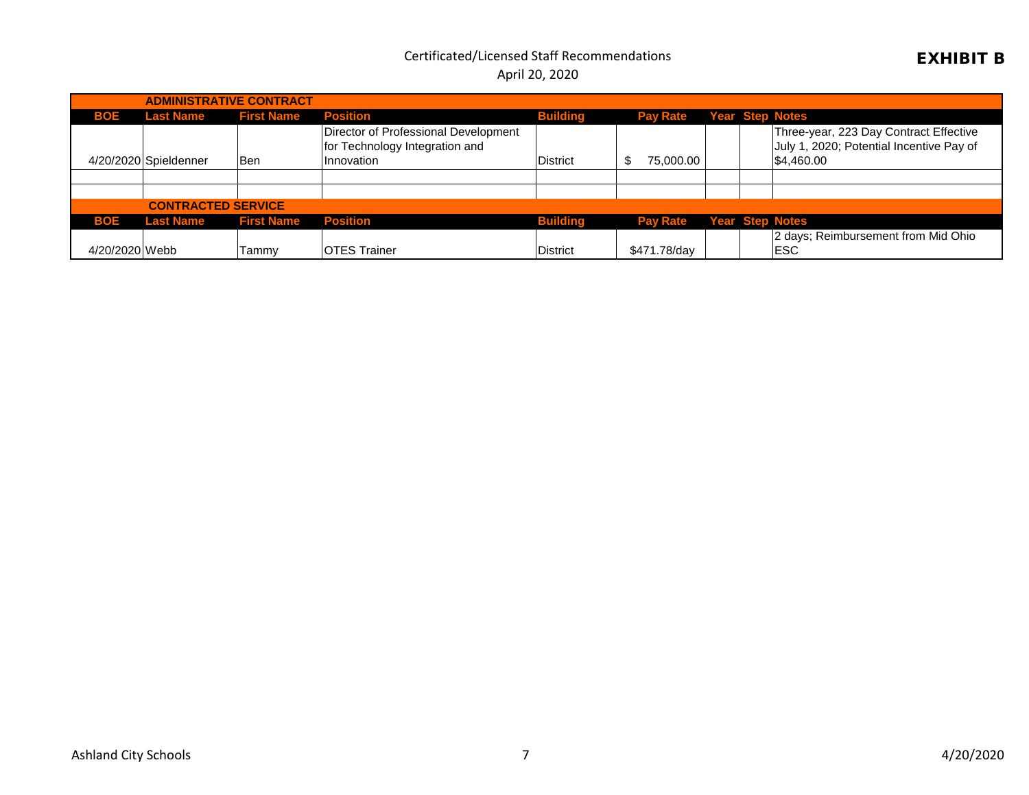Certificated/Licensed Staff Recommendations

April 20, 2020

**EXHIBIT B**

| BOE | Last Name | First Name | Position | Building | Pay Rate | Year | Step | Notes |
|---|---|---|---|---|---|---|---|---|
| **ADMINISTRATIVE CONTRACT** | | | | | | | | |
| 4/20/2020 | Spieldenner | Ben | Director of Professional Development for Technology Integration and Innovation | District | $ 75,000.00 | | | Three-year, 223 Day Contract Effective July 1, 2020; Potential Incentive Pay of $4,460.00 |
| | | | | | | | | |
| | | | | | | | | |
| **CONTRACTED SERVICE** | | | | | | | | |
| **BOE** | **Last Name** | **First Name** | **Position** | **Building** | **Pay Rate** | **Year** | **Step** | **Notes** |
| 4/20/2020 | Webb | Tammy | OTES Trainer | District | $471.78/day | | | 2 days; Reimbursement from Mid Ohio ESC |

Ashland City Schools

4/20/2020